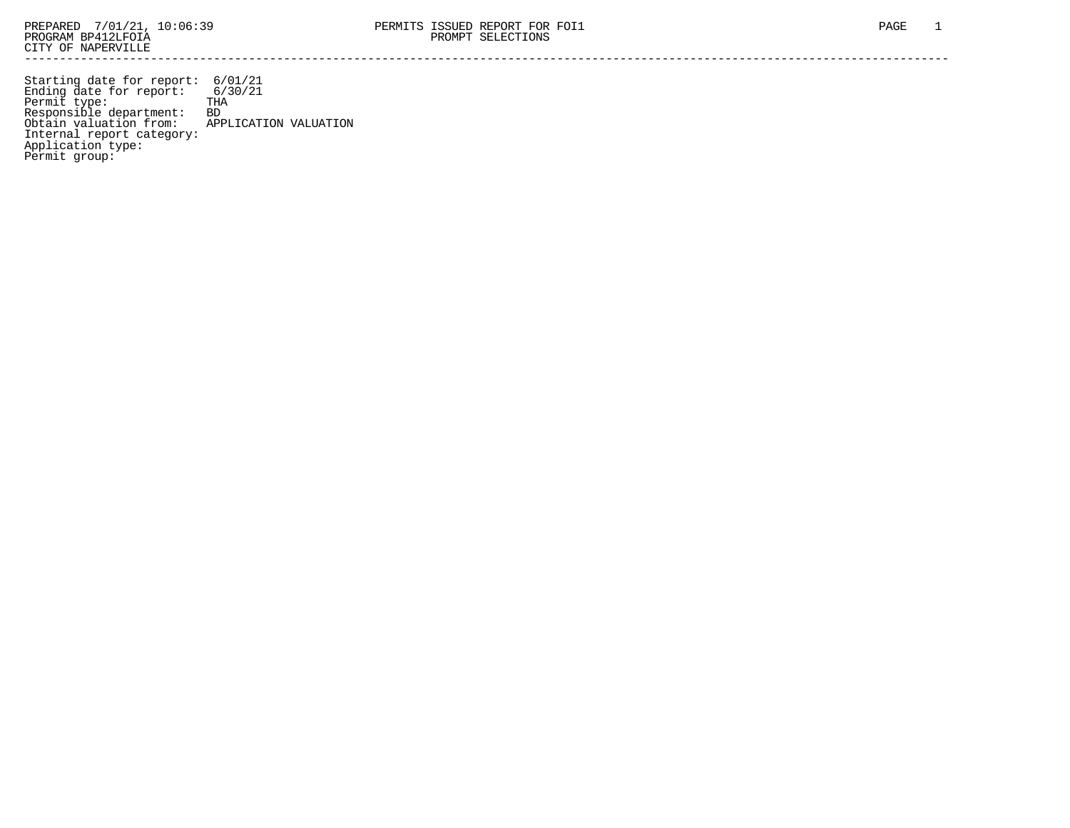PREPARED 7/01/21, 10:06:39
PROGRAM BP412LFOIA
CITY OF NAPERVILLE

PERMITS ISSUED REPORT FOR FOI1
PROMPT SELECTIONS

Starting date for report: 6/01/21
Ending date for report: 6/30/21
Permit type: THA
Responsible department: BD
Obtain valuation from: APPLICATION VALUATION
Internal report category:
Application type:
Permit group: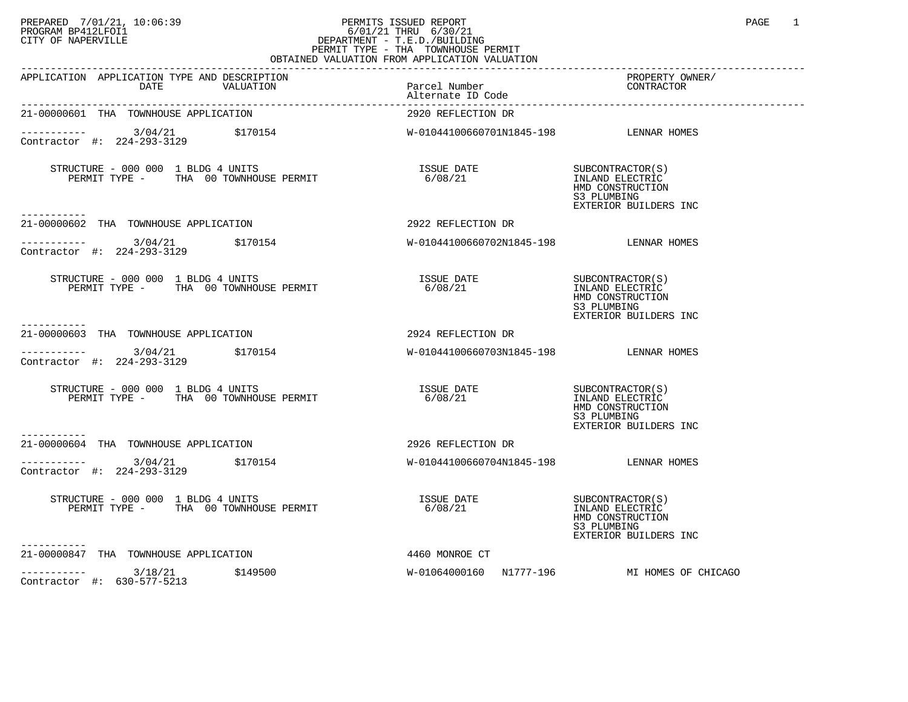PREPARED 7/01/21, 10:06:39
PROGRAM BP412LFOI1
CITY OF NAPERVILLE

PERMITS ISSUED REPORT
6/01/21 THRU 6/30/21
DEPARTMENT - T.E.D./BUILDING
PERMIT TYPE - THA TOWNHOUSE PERMIT
OBTAINED VALUATION FROM APPLICATION VALUATION

| APPLICATION | APPLICATION TYPE AND DESCRIPTION DATE | VALUATION | Parcel Number / Alternate ID Code | PROPERTY OWNER/ CONTRACTOR |
|---|---|---|---|---|
| 21-00000601 | THA TOWNHOUSE APPLICATION | | 2920 REFLECTION DR | |
| ----------- | 3/04/21 | $170154 | W-01044100660701N1845-198 | LENNAR HOMES |
| Contractor #: 224-293-3129 | | | | |
| | STRUCTURE - 000 000 1 BLDG 4 UNITS; PERMIT TYPE - THA 00 TOWNHOUSE PERMIT | | ISSUE DATE 6/08/21 | SUBCONTRACTOR(S): INLAND ELECTRIC, HMD CONSTRUCTION, S3 PLUMBING, EXTERIOR BUILDERS INC |
| 21-00000602 | THA TOWNHOUSE APPLICATION | | 2922 REFLECTION DR | |
| ----------- | 3/04/21 | $170154 | W-01044100660702N1845-198 | LENNAR HOMES |
| Contractor #: 224-293-3129 | | | | |
| | STRUCTURE - 000 000 1 BLDG 4 UNITS; PERMIT TYPE - THA 00 TOWNHOUSE PERMIT | | ISSUE DATE 6/08/21 | SUBCONTRACTOR(S): INLAND ELECTRIC, HMD CONSTRUCTION, S3 PLUMBING, EXTERIOR BUILDERS INC |
| 21-00000603 | THA TOWNHOUSE APPLICATION | | 2924 REFLECTION DR | |
| ----------- | 3/04/21 | $170154 | W-01044100660703N1845-198 | LENNAR HOMES |
| Contractor #: 224-293-3129 | | | | |
| | STRUCTURE - 000 000 1 BLDG 4 UNITS; PERMIT TYPE - THA 00 TOWNHOUSE PERMIT | | ISSUE DATE 6/08/21 | SUBCONTRACTOR(S): INLAND ELECTRIC, HMD CONSTRUCTION, S3 PLUMBING, EXTERIOR BUILDERS INC |
| 21-00000604 | THA TOWNHOUSE APPLICATION | | 2926 REFLECTION DR | |
| ----------- | 3/04/21 | $170154 | W-01044100660704N1845-198 | LENNAR HOMES |
| Contractor #: 224-293-3129 | | | | |
| | STRUCTURE - 000 000 1 BLDG 4 UNITS; PERMIT TYPE - THA 00 TOWNHOUSE PERMIT | | ISSUE DATE 6/08/21 | SUBCONTRACTOR(S): INLAND ELECTRIC, HMD CONSTRUCTION, S3 PLUMBING, EXTERIOR BUILDERS INC |
| 21-00000847 | THA TOWNHOUSE APPLICATION | | 4460 MONROE CT | |
| ----------- | 3/18/21 | $149500 | W-01064000160 N1777-196 | MI HOMES OF CHICAGO |
| Contractor #: 630-577-5213 | | | | |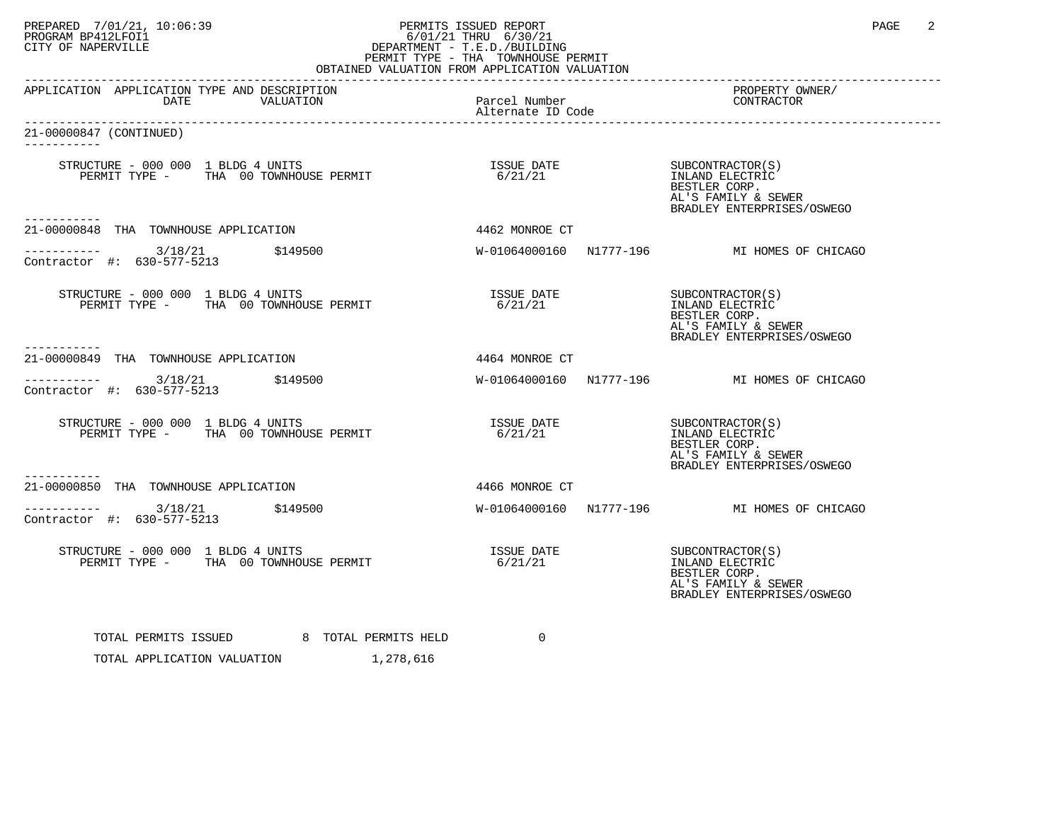PERMITS ISSUED REPORT
6/01/21 THRU 6/30/21
DEPARTMENT - T.E.D./BUILDING
PERMIT TYPE - THA TOWNHOUSE PERMIT
OBTAINED VALUATION FROM APPLICATION VALUATION

PREPARED 7/01/21, 10:06:39
PROGRAM BP412LFOI1
CITY OF NAPERVILLE

```
APPLICATION  APPLICATION TYPE AND DESCRIPTION                                                          PROPERTY OWNER/
             DATE          VALUATION             Parcel Number                                         CONTRACTOR
                                                 Alternate ID Code

21-00000847 (CONTINUED)
-----------

    STRUCTURE - 000 000  1 BLDG 4 UNITS                  ISSUE DATE           SUBCONTRACTOR(S)
       PERMIT TYPE -     THA  00 TOWNHOUSE PERMIT          6/21/21            INLAND ELECTRIC
                                                                              BESTLER CORP.
                                                                              AL'S FAMILY & SEWER
                                                                              BRADLEY ENTERPRISES/OSWEGO
-----------
21-00000848  THA  TOWNHOUSE APPLICATION                  4462 MONROE CT

-----------      3/18/21        $149500                  W-01064000160   N1777-196        MI HOMES OF CHICAGO
Contractor  #:  630-577-5213

    STRUCTURE - 000 000  1 BLDG 4 UNITS                  ISSUE DATE           SUBCONTRACTOR(S)
       PERMIT TYPE -     THA  00 TOWNHOUSE PERMIT          6/21/21            INLAND ELECTRIC
                                                                              BESTLER CORP.
                                                                              AL'S FAMILY & SEWER
                                                                              BRADLEY ENTERPRISES/OSWEGO
-----------
21-00000849  THA  TOWNHOUSE APPLICATION                  4464 MONROE CT

-----------      3/18/21        $149500                  W-01064000160   N1777-196        MI HOMES OF CHICAGO
Contractor  #:  630-577-5213

    STRUCTURE - 000 000  1 BLDG 4 UNITS                  ISSUE DATE           SUBCONTRACTOR(S)
       PERMIT TYPE -     THA  00 TOWNHOUSE PERMIT          6/21/21            INLAND ELECTRIC
                                                                              BESTLER CORP.
                                                                              AL'S FAMILY & SEWER
                                                                              BRADLEY ENTERPRISES/OSWEGO
-----------
21-00000850  THA  TOWNHOUSE APPLICATION                  4466 MONROE CT

-----------      3/18/21        $149500                  W-01064000160   N1777-196        MI HOMES OF CHICAGO
Contractor  #:  630-577-5213

    STRUCTURE - 000 000  1 BLDG 4 UNITS                  ISSUE DATE           SUBCONTRACTOR(S)
       PERMIT TYPE -     THA  00 TOWNHOUSE PERMIT          6/21/21            INLAND ELECTRIC
                                                                              BESTLER CORP.
                                                                              AL'S FAMILY & SEWER
                                                                              BRADLEY ENTERPRISES/OSWEGO

        TOTAL PERMITS ISSUED         8  TOTAL PERMITS HELD           0

        TOTAL APPLICATION VALUATION           1,278,616
```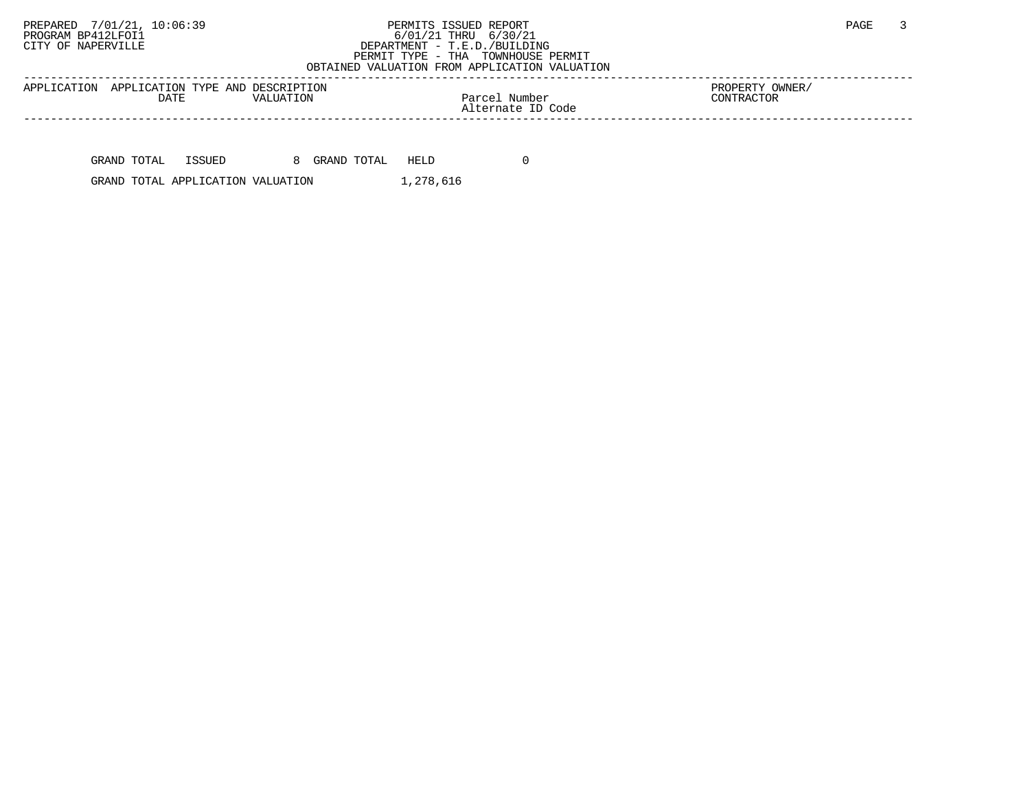PREPARED 7/01/21, 10:06:39
PROGRAM BP412LFOI1
CITY OF NAPERVILLE

PERMITS ISSUED REPORT
6/01/21 THRU 6/30/21
DEPARTMENT - T.E.D./BUILDING
PERMIT TYPE - THA TOWNHOUSE PERMIT
OBTAINED VALUATION FROM APPLICATION VALUATION

| APPLICATION | APPLICATION TYPE AND DESCRIPTION DATE | VALUATION | Parcel Number Alternate ID Code | PROPERTY OWNER/ CONTRACTOR |
|---|---|---|---|---|

GRAND TOTAL ISSUED 8 GRAND TOTAL HELD 0

GRAND TOTAL APPLICATION VALUATION 1,278,616